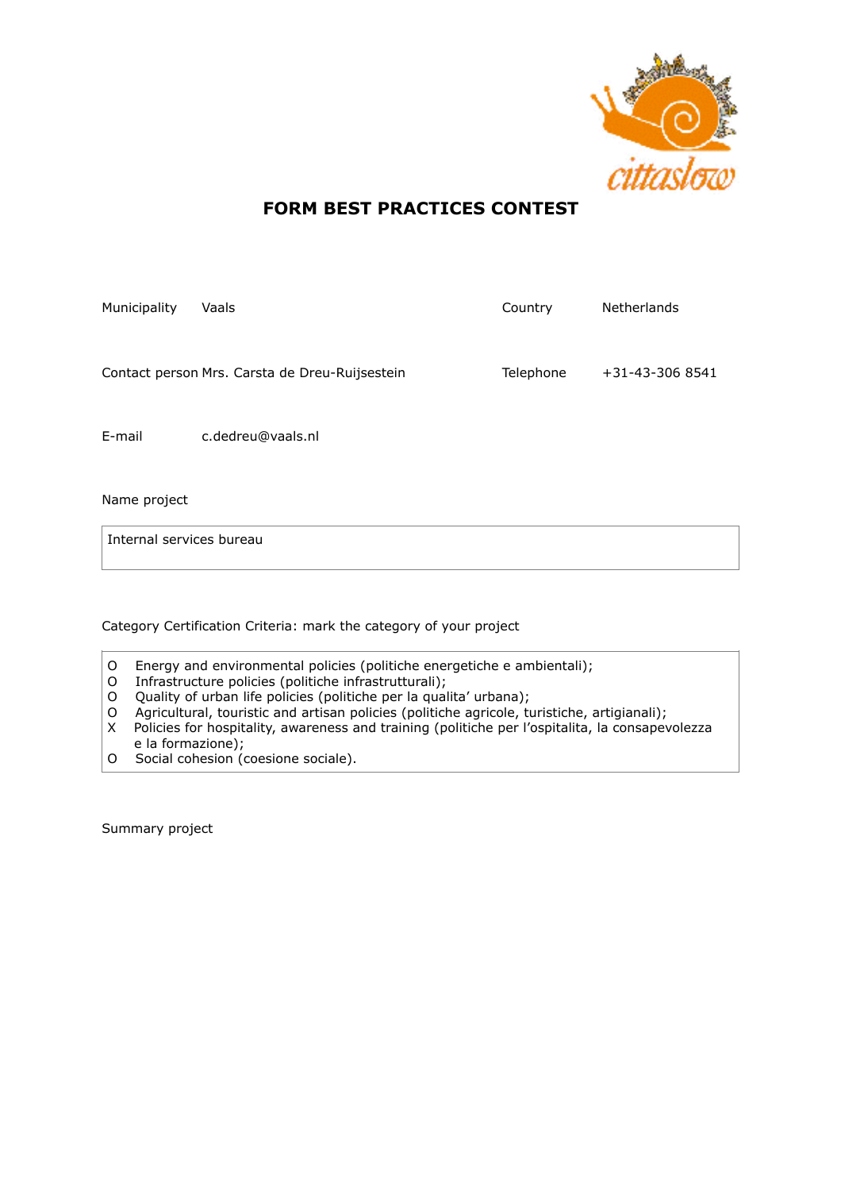# FORM BEST PRACTICES CONTEST

| | | | |
|---|---|---|---|
| Municipality | Vaals | Country | Netherlands |
| Contact person | Mrs. Carsta de Dreu-Ruijsestein | Telephone | +31-43-306 8541 |
| E-mail | c.dedreu@vaals.nl | | |

Name project

Internal services bureau

Category Certification Criteria: mark the category of your project

- O Energy and environmental policies (politiche energetiche e ambientali);
- O Infrastructure policies (politiche infrastrutturali);
- O Quality of urban life policies (politiche per la qualita' urbana);
- O Agricultural, touristic and artisan policies (politiche agricole, turistiche, artigianali);
- X Policies for hospitality, awareness and training (politiche per l'ospitalita, la consapevolezza e la formazione);
- O Social cohesion (coesione sociale).

Summary project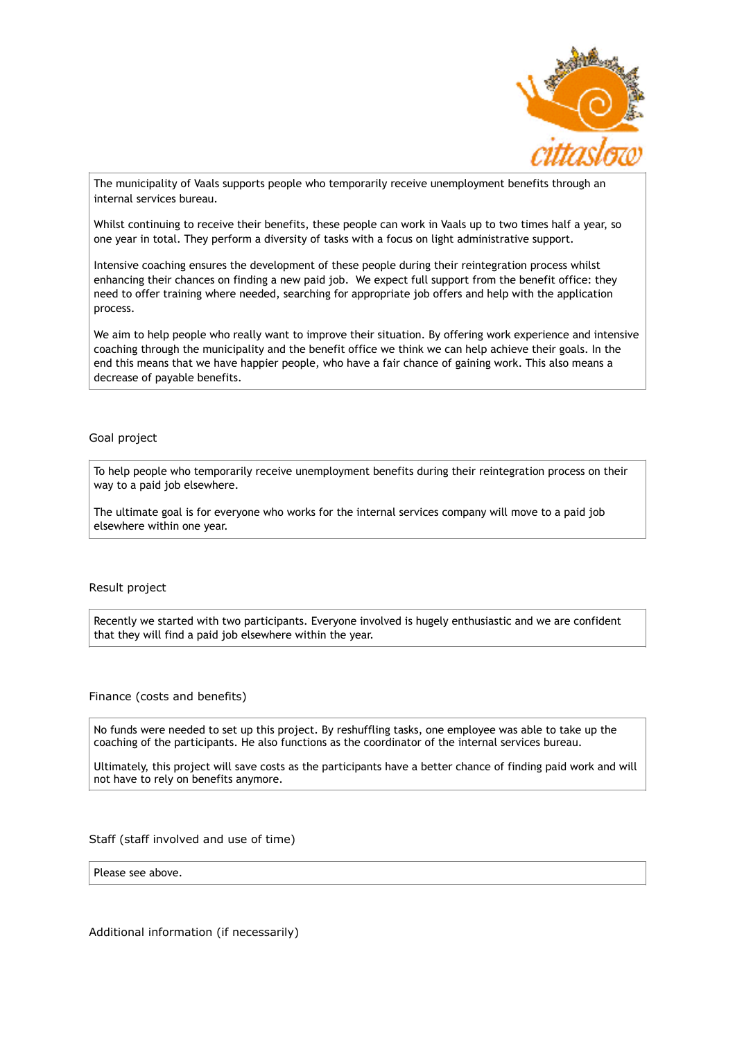The municipality of Vaals supports people who temporarily receive unemployment benefits through an internal services bureau.

Whilst continuing to receive their benefits, these people can work in Vaals up to two times half a year, so one year in total. They perform a diversity of tasks with a focus on light administrative support.

Intensive coaching ensures the development of these people during their reintegration process whilst enhancing their chances on finding a new paid job. We expect full support from the benefit office: they need to offer training where needed, searching for appropriate job offers and help with the application process.

We aim to help people who really want to improve their situation. By offering work experience and intensive coaching through the municipality and the benefit office we think we can help achieve their goals. In the end this means that we have happier people, who have a fair chance of gaining work. This also means a decrease of payable benefits.

## Goal project

To help people who temporarily receive unemployment benefits during their reintegration process on their way to a paid job elsewhere.

The ultimate goal is for everyone who works for the internal services company will move to a paid job elsewhere within one year.

## Result project

Recently we started with two participants. Everyone involved is hugely enthusiastic and we are confident that they will find a paid job elsewhere within the year.

## Finance (costs and benefits)

No funds were needed to set up this project. By reshuffling tasks, one employee was able to take up the coaching of the participants. He also functions as the coordinator of the internal services bureau.

Ultimately, this project will save costs as the participants have a better chance of finding paid work and will not have to rely on benefits anymore.

## Staff (staff involved and use of time)

Please see above.

## Additional information (if necessarily)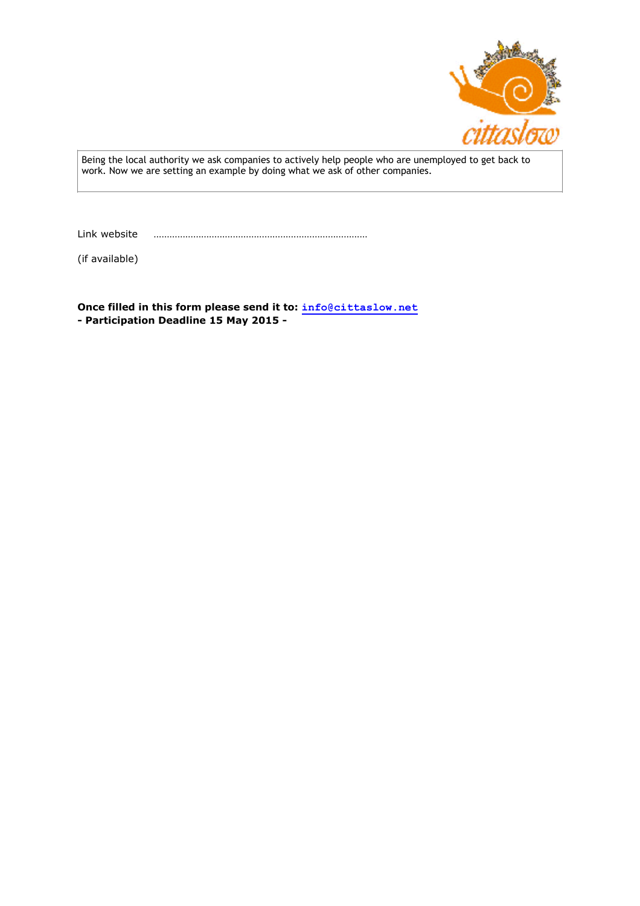Being the local authority we ask companies to actively help people who are unemployed to get back to work. Now we are setting an example by doing what we ask of other companies.

Link website ……………………………………………………………………

(if available)

**Once filled in this form please send it to: info@cittaslow.net**
**- Participation Deadline 15 May 2015 -**